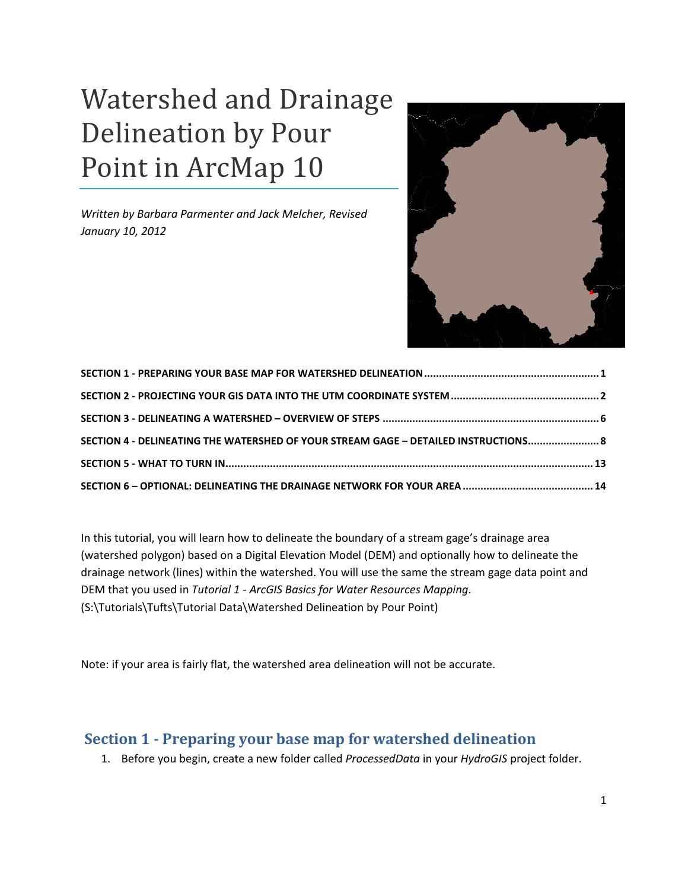# Watershed and Drainage Delineation by Pour Point in ArcMap 10

*Written by Barbara Parmenter and Jack Melcher, Revised January 10, 2012*

**SECTION 1 - PREPARING YOUR BASE MAP FOR WATERSHED DELINEATION** .......... 1
**SECTION 2 - PROJECTING YOUR GIS DATA INTO THE UTM COORDINATE SYSTEM** .......... 2
**SECTION 3 - DELINEATING A WATERSHED – OVERVIEW OF STEPS** .......... 6
**SECTION 4 - DELINEATING THE WATERSHED OF YOUR STREAM GAGE – DETAILED INSTRUCTIONS** .......... 8
**SECTION 5 - WHAT TO TURN IN** .......... 13
**SECTION 6 – OPTIONAL: DELINEATING THE DRAINAGE NETWORK FOR YOUR AREA** .......... 14

In this tutorial, you will learn how to delineate the boundary of a stream gage's drainage area (watershed polygon) based on a Digital Elevation Model (DEM) and optionally how to delineate the drainage network (lines) within the watershed. You will use the same the stream gage data point and DEM that you used in *Tutorial 1 - ArcGIS Basics for Water Resources Mapping*. (S:\Tutorials\Tufts\Tutorial Data\Watershed Delineation by Pour Point)

Note: if your area is fairly flat, the watershed area delineation will not be accurate.

## Section 1 - Preparing your base map for watershed delineation

1. Before you begin, create a new folder called *ProcessedData* in your *HydroGIS* project folder.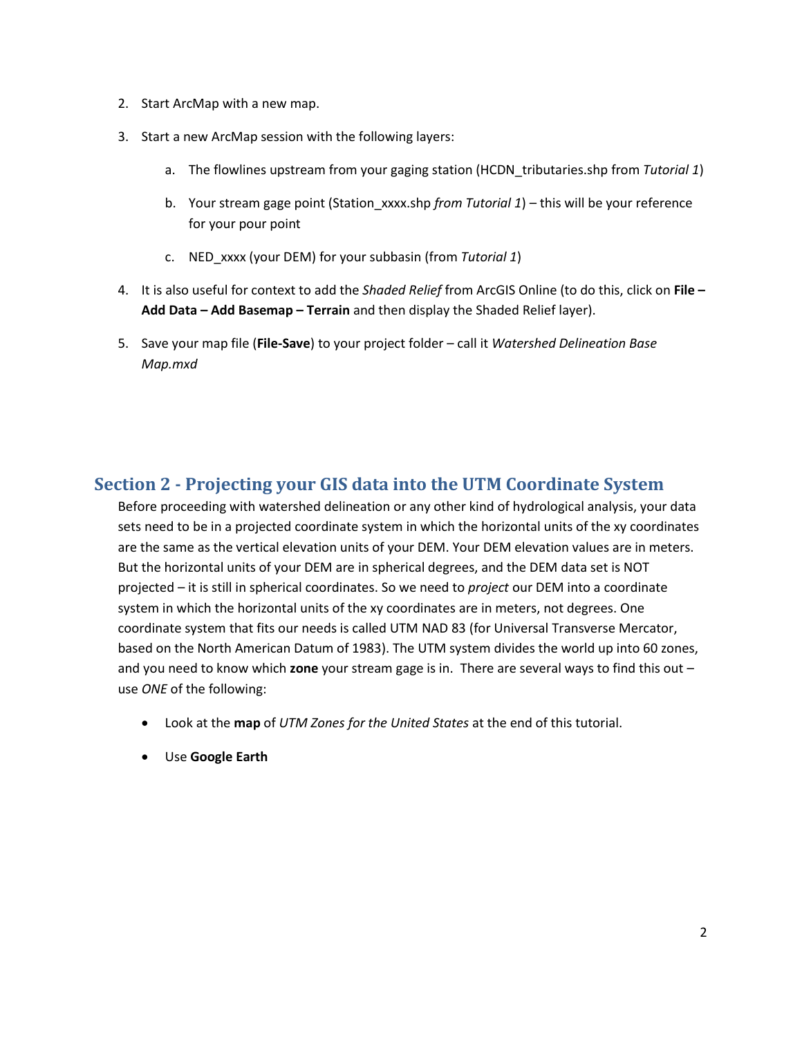2. Start ArcMap with a new map.

3. Start a new ArcMap session with the following layers:

    a. The flowlines upstream from your gaging station (HCDN_tributaries.shp from *Tutorial 1*)

    b. Your stream gage point (Station_xxxx.shp *from Tutorial 1*) – this will be your reference for your pour point

    c. NED_xxxx (your DEM) for your subbasin (from *Tutorial 1*)

4. It is also useful for context to add the *Shaded Relief* from ArcGIS Online (to do this, click on **File – Add Data – Add Basemap – Terrain** and then display the Shaded Relief layer).

5. Save your map file (**File-Save**) to your project folder – call it *Watershed Delineation Base Map.mxd*

## Section 2 - Projecting your GIS data into the UTM Coordinate System

Before proceeding with watershed delineation or any other kind of hydrological analysis, your data sets need to be in a projected coordinate system in which the horizontal units of the xy coordinates are the same as the vertical elevation units of your DEM. Your DEM elevation values are in meters. But the horizontal units of your DEM are in spherical degrees, and the DEM data set is NOT projected – it is still in spherical coordinates. So we need to *project* our DEM into a coordinate system in which the horizontal units of the xy coordinates are in meters, not degrees. One coordinate system that fits our needs is called UTM NAD 83 (for Universal Transverse Mercator, based on the North American Datum of 1983). The UTM system divides the world up into 60 zones, and you need to know which **zone** your stream gage is in. There are several ways to find this out – use *ONE* of the following:

- Look at the **map** of *UTM Zones for the United States* at the end of this tutorial.

- Use **Google Earth**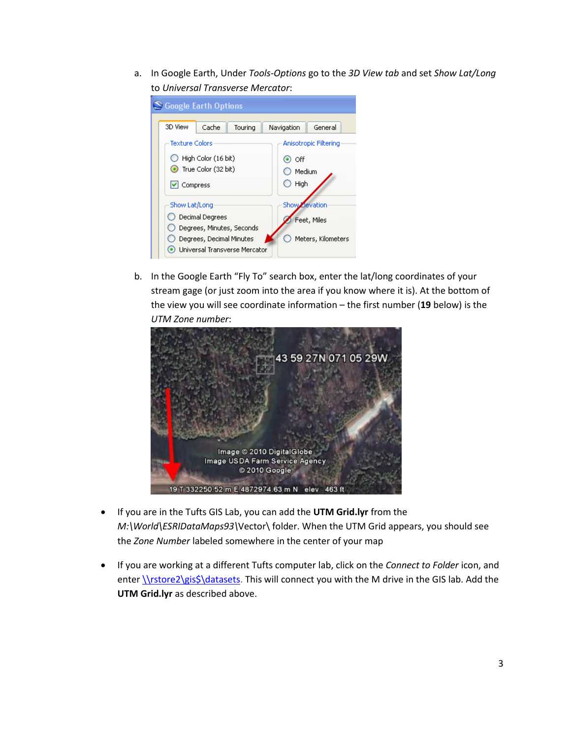a. In Google Earth, Under *Tools-Options* go to the *3D View tab* and set *Show Lat/Long* to *Universal Transverse Mercator*:

b. In the Google Earth "Fly To" search box, enter the lat/long coordinates of your stream gage (or just zoom into the area if you know where it is). At the bottom of the view you will see coordinate information – the first number (**19** below) is the *UTM Zone number*:

- If you are in the Tufts GIS Lab, you can add the **UTM Grid.lyr** from the *M:\World\ESRIDataMaps93*\Vector\ folder. When the UTM Grid appears, you should see the *Zone Number* labeled somewhere in the center of your map
- If you are working at a different Tufts computer lab, click on the *Connect to Folder* icon, and enter \\rstore2\gis$\datasets. This will connect you with the M drive in the GIS lab. Add the **UTM Grid.lyr** as described above.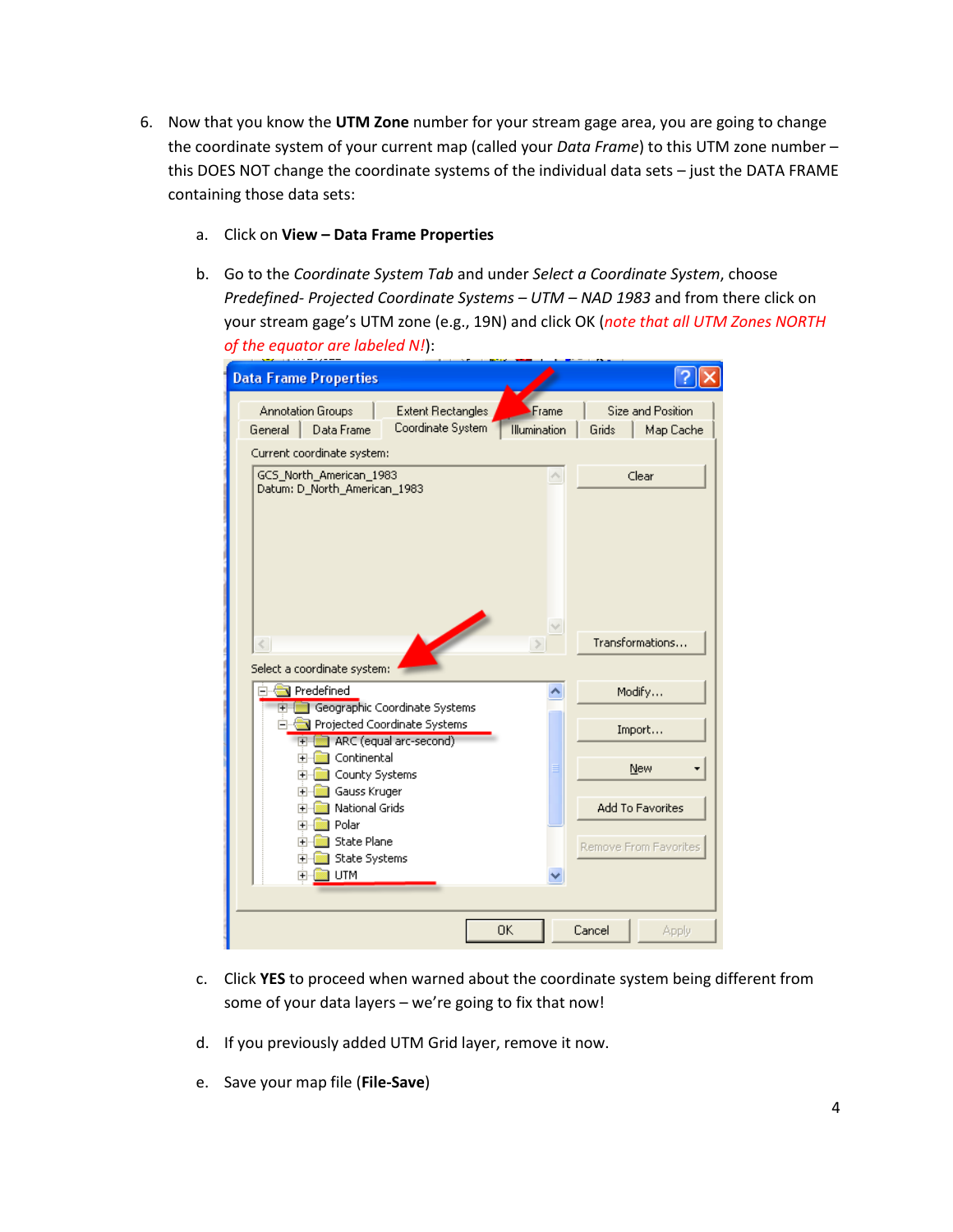6. Now that you know the **UTM Zone** number for your stream gage area, you are going to change the coordinate system of your current map (called your *Data Frame*) to this UTM zone number – this DOES NOT change the coordinate systems of the individual data sets – just the DATA FRAME containing those data sets:

    a. Click on **View – Data Frame Properties**

    b. Go to the *Coordinate System Tab* and under *Select a Coordinate System*, choose *Predefined- Projected Coordinate Systems – UTM – NAD 1983* and from there click on your stream gage's UTM zone (e.g., 19N) and click OK (*note that all UTM Zones NORTH of the equator are labeled N!*):

    c. Click **YES** to proceed when warned about the coordinate system being different from some of your data layers – we're going to fix that now!

    d. If you previously added UTM Grid layer, remove it now.

    e. Save your map file (**File-Save**)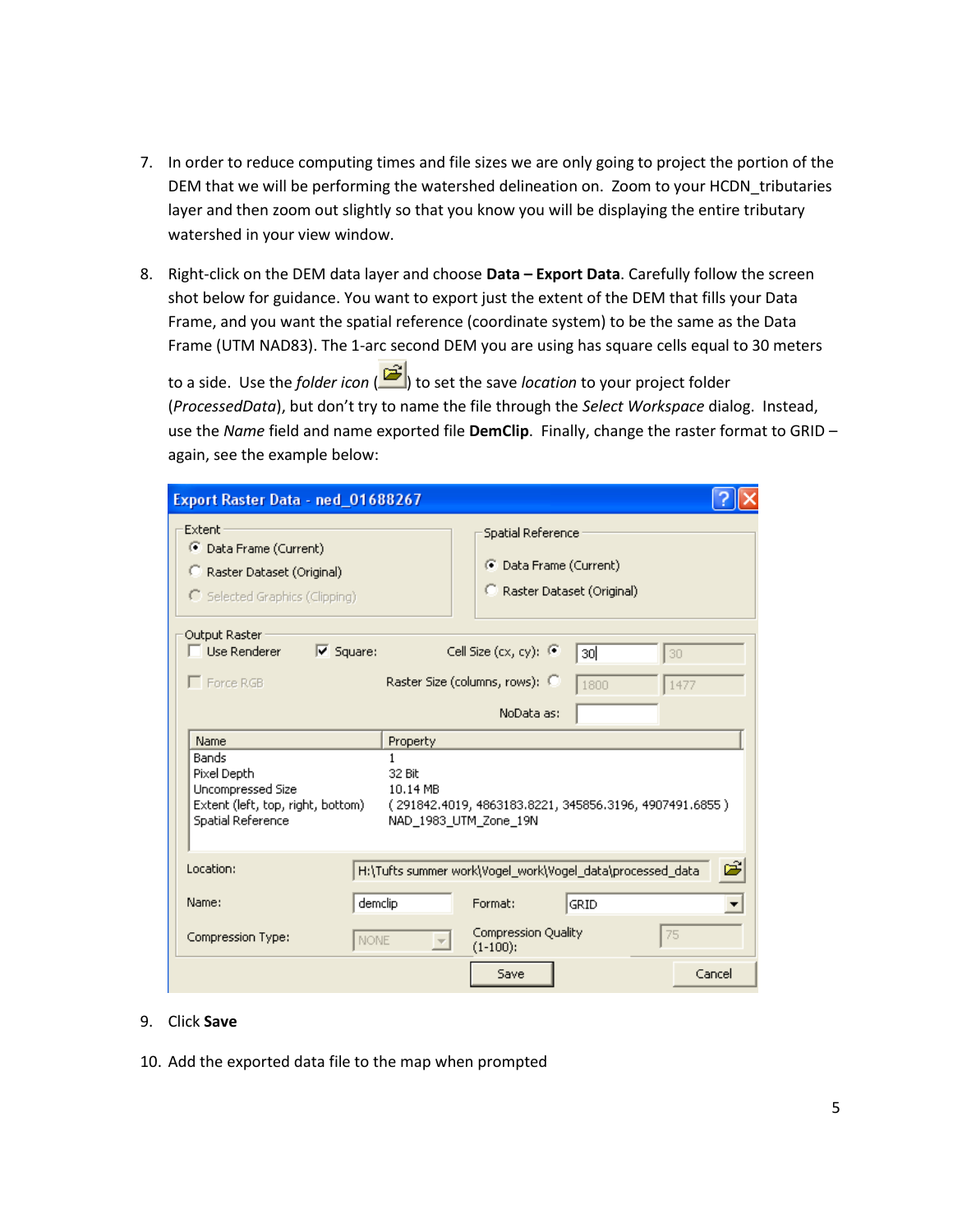7. In order to reduce computing times and file sizes we are only going to project the portion of the DEM that we will be performing the watershed delineation on. Zoom to your HCDN_tributaries layer and then zoom out slightly so that you know you will be displaying the entire tributary watershed in your view window.

8. Right-click on the DEM data layer and choose **Data – Export Data**. Carefully follow the screen shot below for guidance. You want to export just the extent of the DEM that fills your Data Frame, and you want the spatial reference (coordinate system) to be the same as the Data Frame (UTM NAD83). The 1-arc second DEM you are using has square cells equal to 30 meters to a side. Use the *folder icon* ( ) to set the save *location* to your project folder (*ProcessedData*), but don't try to name the file through the *Select Workspace* dialog. Instead, use the *Name* field and name exported file **DemClip**. Finally, change the raster format to GRID – again, see the example below:

9. Click **Save**

10. Add the exported data file to the map when prompted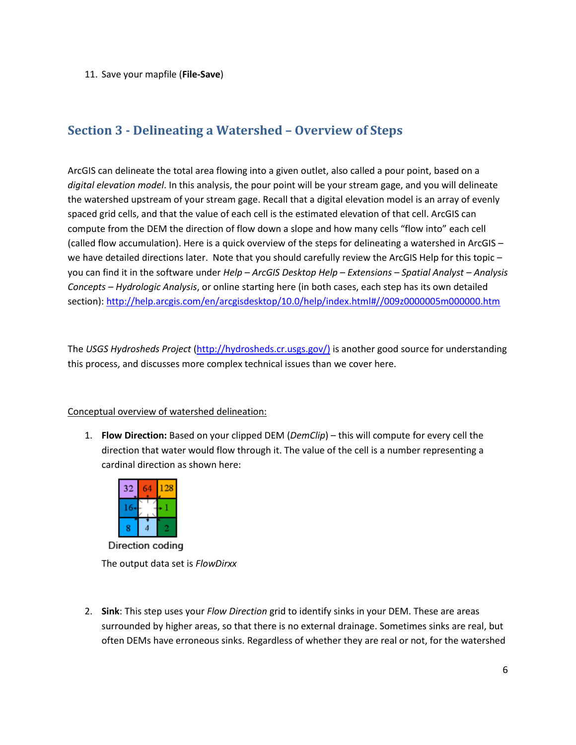11. Save your mapfile (**File-Save**)

## Section 3 - Delineating a Watershed – Overview of Steps

ArcGIS can delineate the total area flowing into a given outlet, also called a pour point, based on a *digital elevation model*. In this analysis, the pour point will be your stream gage, and you will delineate the watershed upstream of your stream gage. Recall that a digital elevation model is an array of evenly spaced grid cells, and that the value of each cell is the estimated elevation of that cell. ArcGIS can compute from the DEM the direction of flow down a slope and how many cells "flow into" each cell (called flow accumulation). Here is a quick overview of the steps for delineating a watershed in ArcGIS – we have detailed directions later. Note that you should carefully review the ArcGIS Help for this topic – you can find it in the software under *Help – ArcGIS Desktop Help – Extensions – Spatial Analyst – Analysis Concepts – Hydrologic Analysis*, or online starting here (in both cases, each step has its own detailed section): http://help.arcgis.com/en/arcgisdesktop/10.0/help/index.html#//009z0000005m000000.htm

The *USGS Hydrosheds Project* (http://hydrosheds.cr.usgs.gov/) is another good source for understanding this process, and discusses more complex technical issues than we cover here.

Conceptual overview of watershed delineation:

1. **Flow Direction:** Based on your clipped DEM (*DemClip*) – this will compute for every cell the direction that water would flow through it. The value of the cell is a number representing a cardinal direction as shown here:

   | 32 | 64 | 128 |
   |---|---|---|
   | 16 | | 1 |
   | 8 | 4 | 2 |

   Direction coding

   The output data set is *FlowDirxx*

2. **Sink**: This step uses your *Flow Direction* grid to identify sinks in your DEM. These are areas surrounded by higher areas, so that there is no external drainage. Sometimes sinks are real, but often DEMs have erroneous sinks. Regardless of whether they are real or not, for the watershed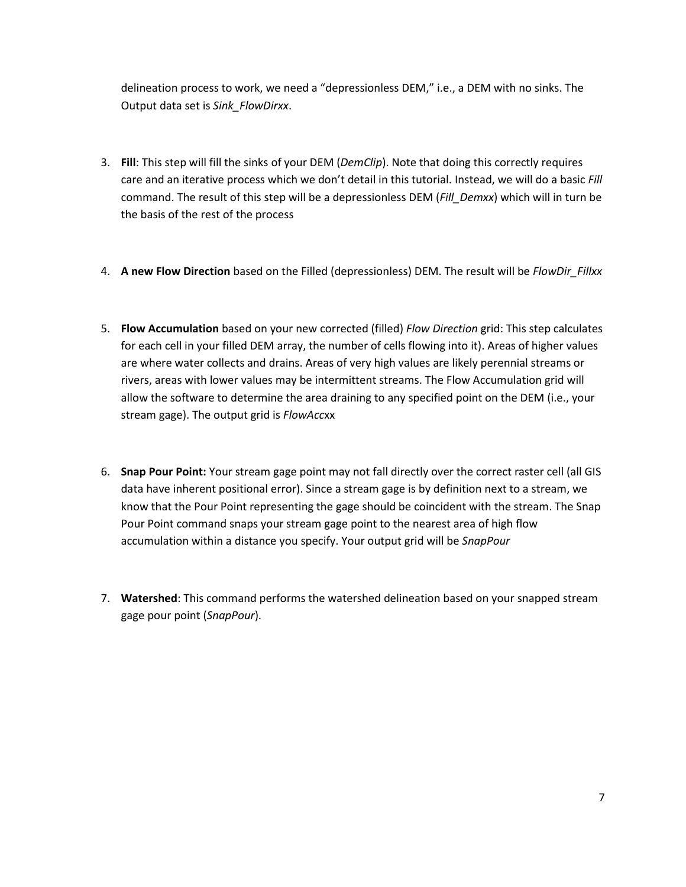delineation process to work, we need a "depressionless DEM," i.e., a DEM with no sinks. The Output data set is *Sink_FlowDirxx*.

3. **Fill**: This step will fill the sinks of your DEM (*DemClip*). Note that doing this correctly requires care and an iterative process which we don't detail in this tutorial. Instead, we will do a basic *Fill* command. The result of this step will be a depressionless DEM (*Fill_Demxx*) which will in turn be the basis of the rest of the process

4. **A new Flow Direction** based on the Filled (depressionless) DEM. The result will be *FlowDir_Fillxx*

5. **Flow Accumulation** based on your new corrected (filled) *Flow Direction* grid: This step calculates for each cell in your filled DEM array, the number of cells flowing into it). Areas of higher values are where water collects and drains. Areas of very high values are likely perennial streams or rivers, areas with lower values may be intermittent streams. The Flow Accumulation grid will allow the software to determine the area draining to any specified point on the DEM (i.e., your stream gage). The output grid is *FlowAcc*xx

6. **Snap Pour Point:** Your stream gage point may not fall directly over the correct raster cell (all GIS data have inherent positional error). Since a stream gage is by definition next to a stream, we know that the Pour Point representing the gage should be coincident with the stream. The Snap Pour Point command snaps your stream gage point to the nearest area of high flow accumulation within a distance you specify. Your output grid will be *SnapPour*

7. **Watershed**: This command performs the watershed delineation based on your snapped stream gage pour point (*SnapPour*).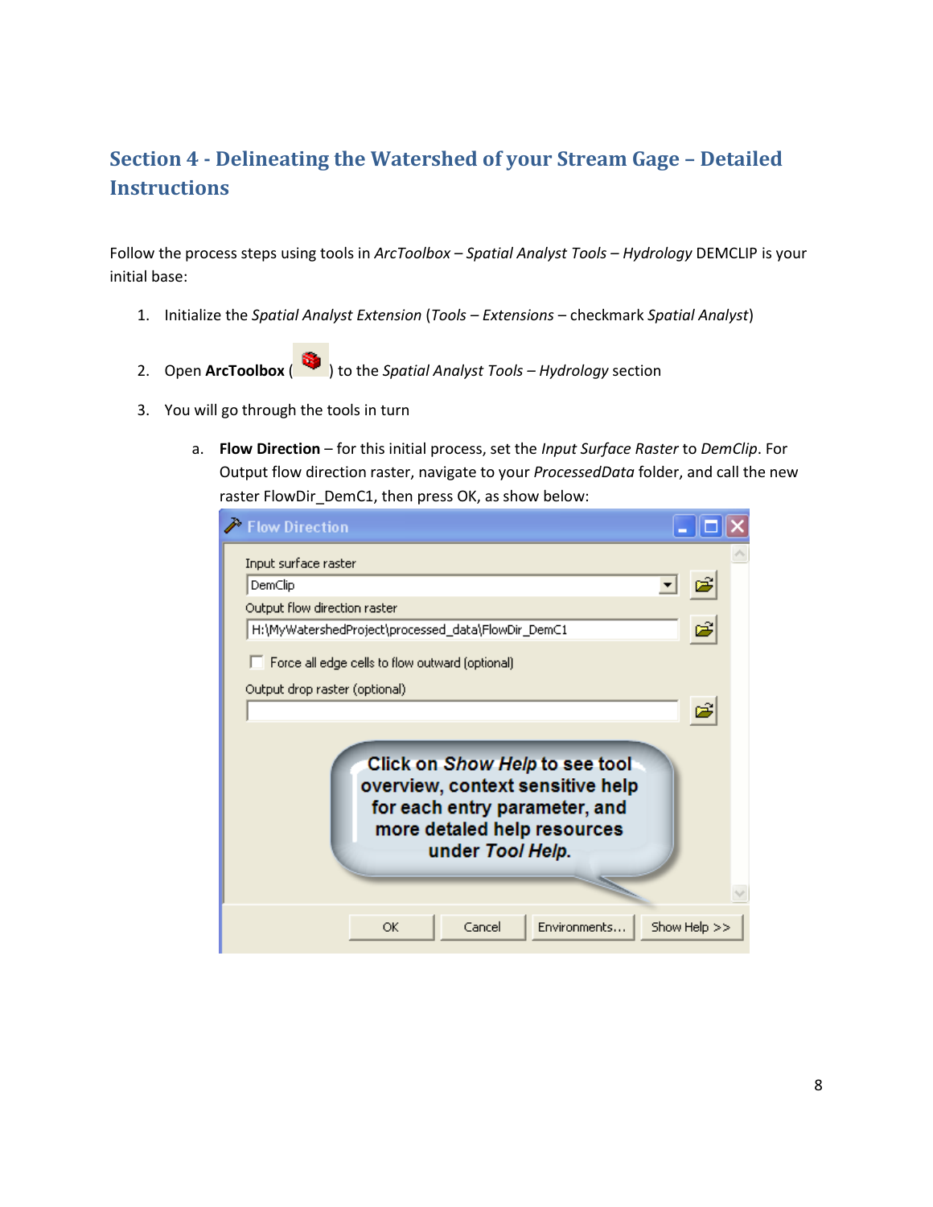## Section 4 - Delineating the Watershed of your Stream Gage – Detailed Instructions

Follow the process steps using tools in *ArcToolbox – Spatial Analyst Tools – Hydrology* DEMCLIP is your initial base:

1. Initialize the *Spatial Analyst Extension* (*Tools – Extensions* – checkmark *Spatial Analyst*)

2. Open **ArcToolbox** ( ) to the *Spatial Analyst Tools – Hydrology* section

3. You will go through the tools in turn

   a. **Flow Direction** – for this initial process, set the *Input Surface Raster* to *DemClip*. For Output flow direction raster, navigate to your *ProcessedData* folder, and call the new raster FlowDir_DemC1, then press OK, as show below: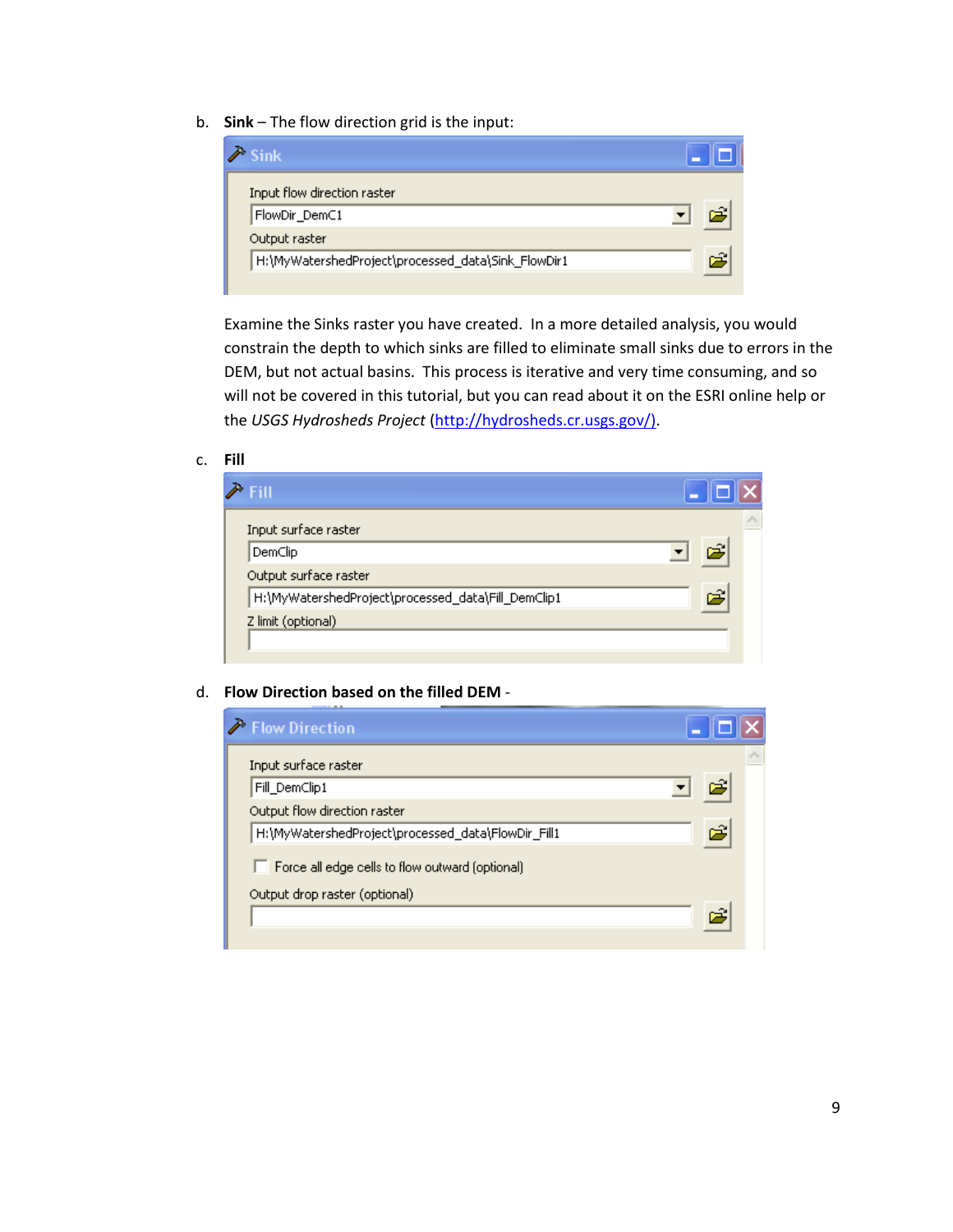b. **Sink** – The flow direction grid is the input:

Sink

Input flow direction raster

FlowDir_DemC1

Output raster

H:\MyWatershedProject\processed_data\Sink_FlowDir1

Examine the Sinks raster you have created. In a more detailed analysis, you would constrain the depth to which sinks are filled to eliminate small sinks due to errors in the DEM, but not actual basins. This process is iterative and very time consuming, and so will not be covered in this tutorial, but you can read about it on the ESRI online help or the *USGS Hydrosheds Project* (http://hydrosheds.cr.usgs.gov/).

c. **Fill**

Fill

Input surface raster

DemClip

Output surface raster

H:\MyWatershedProject\processed_data\Fill_DemClip1

Z limit (optional)

d. **Flow Direction based on the filled DEM** -

Flow Direction

Input surface raster

Fill_DemClip1

Output flow direction raster

H:\MyWatershedProject\processed_data\FlowDir_Fill1

Force all edge cells to flow outward (optional)

Output drop raster (optional)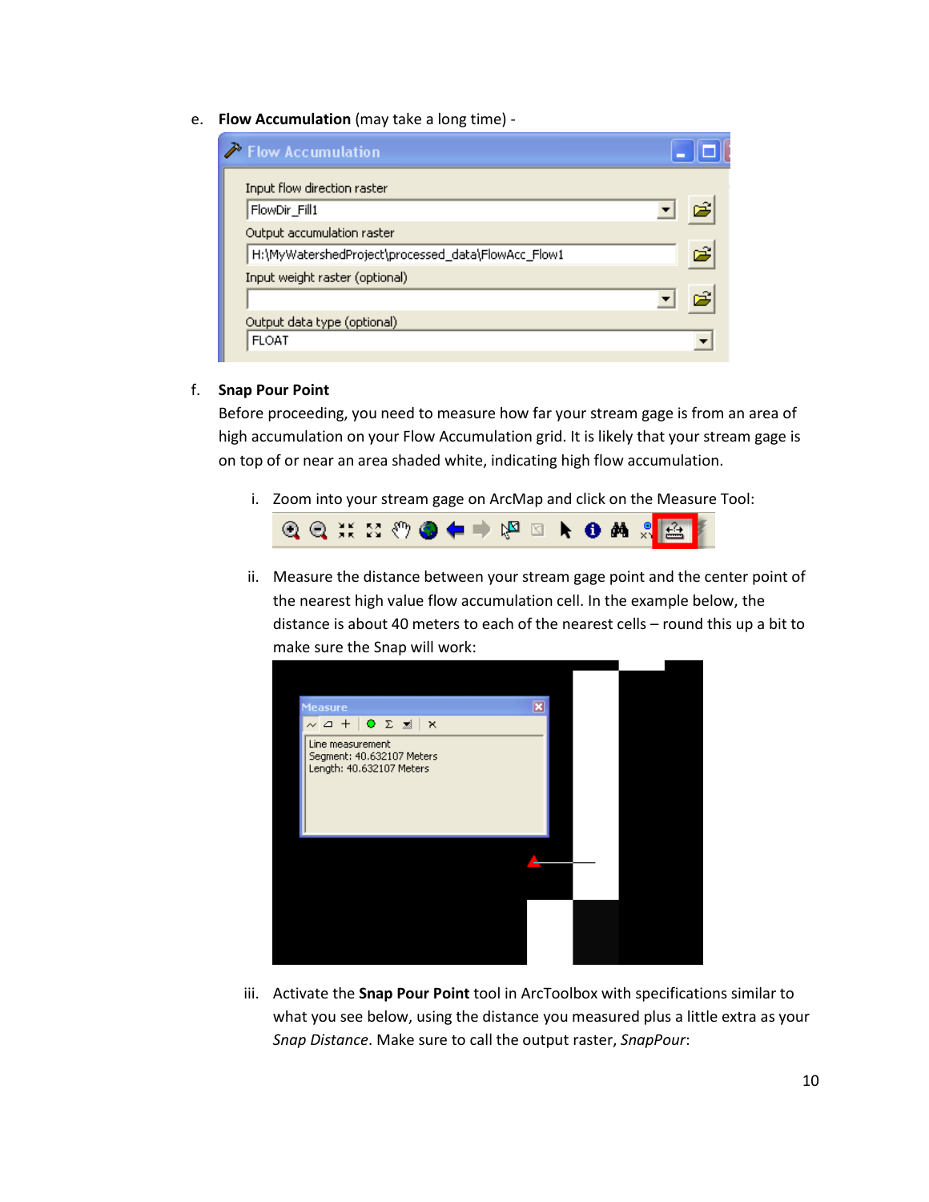e. **Flow Accumulation** (may take a long time) -

f. **Snap Pour Point**

Before proceeding, you need to measure how far your stream gage is from an area of high accumulation on your Flow Accumulation grid. It is likely that your stream gage is on top of or near an area shaded white, indicating high flow accumulation.

i. Zoom into your stream gage on ArcMap and click on the Measure Tool:

ii. Measure the distance between your stream gage point and the center point of the nearest high value flow accumulation cell. In the example below, the distance is about 40 meters to each of the nearest cells – round this up a bit to make sure the Snap will work:

iii. Activate the **Snap Pour Point** tool in ArcToolbox with specifications similar to what you see below, using the distance you measured plus a little extra as your *Snap Distance*. Make sure to call the output raster, *SnapPour*: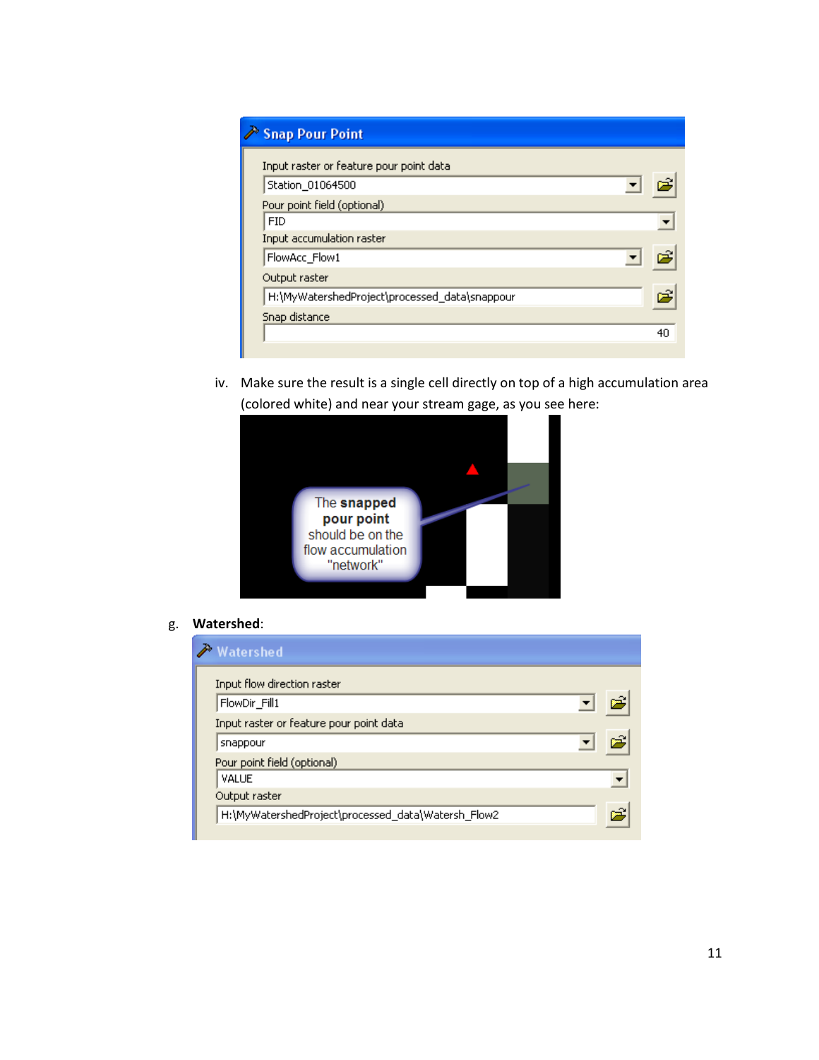iv. Make sure the result is a single cell directly on top of a high accumulation area (colored white) and near your stream gage, as you see here:

g. **Watershed**: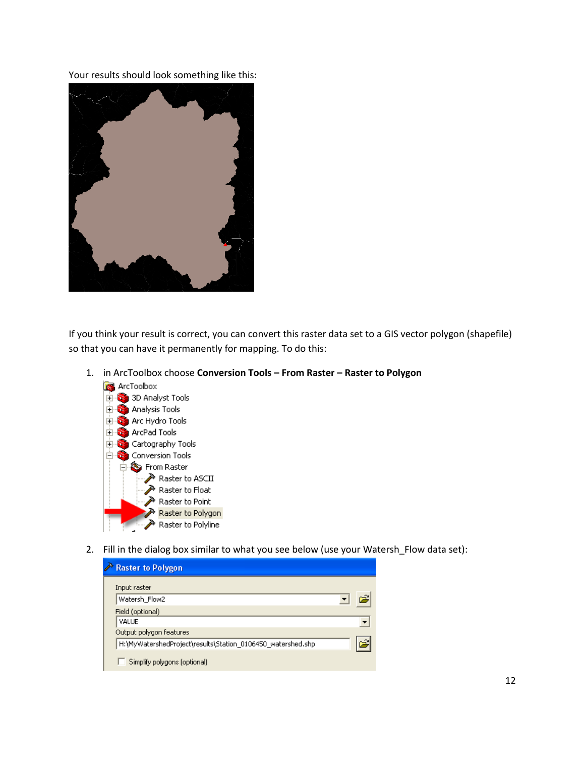Your results should look something like this:

If you think your result is correct, you can convert this raster data set to a GIS vector polygon (shapefile) so that you can have it permanently for mapping. To do this:

1. in ArcToolbox choose **Conversion Tools – From Raster – Raster to Polygon**
2. Fill in the dialog box similar to what you see below (use your Watersh_Flow data set):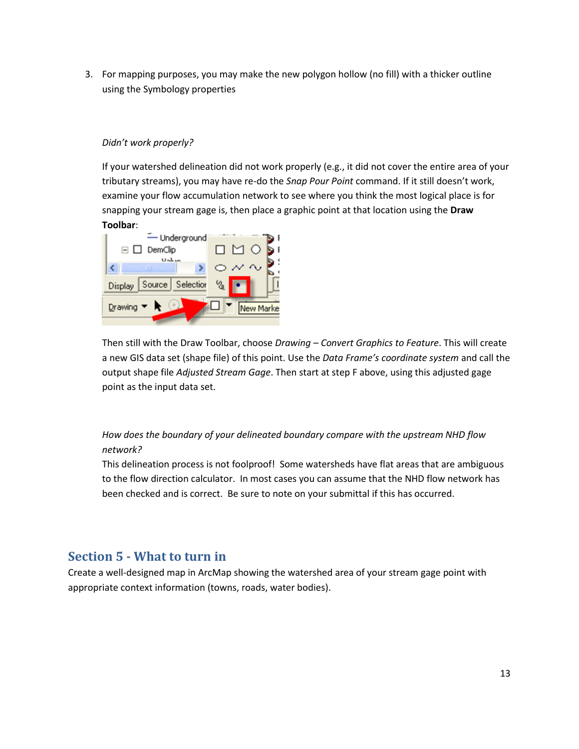3. For mapping purposes, you may make the new polygon hollow (no fill) with a thicker outline using the Symbology properties

*Didn't work properly?*

If your watershed delineation did not work properly (e.g., it did not cover the entire area of your tributary streams), you may have re-do the *Snap Pour Point* command. If it still doesn't work, examine your flow accumulation network to see where you think the most logical place is for snapping your stream gage is, then place a graphic point at that location using the **Draw Toolbar**:

Then still with the Draw Toolbar, choose *Drawing – Convert Graphics to Feature*. This will create a new GIS data set (shape file) of this point. Use the *Data Frame's coordinate system* and call the output shape file *Adjusted Stream Gage*. Then start at step F above, using this adjusted gage point as the input data set.

*How does the boundary of your delineated boundary compare with the upstream NHD flow network?*

This delineation process is not foolproof! Some watersheds have flat areas that are ambiguous to the flow direction calculator. In most cases you can assume that the NHD flow network has been checked and is correct. Be sure to note on your submittal if this has occurred.

## Section 5 - What to turn in

Create a well-designed map in ArcMap showing the watershed area of your stream gage point with appropriate context information (towns, roads, water bodies).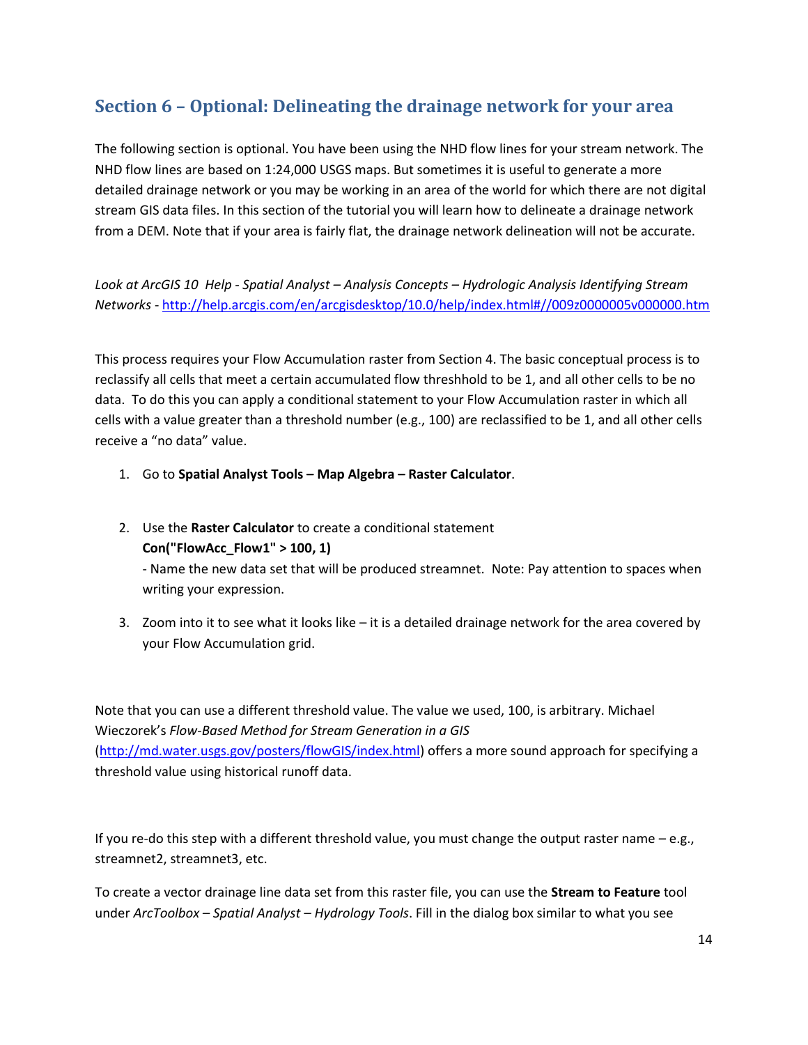## Section 6 – Optional: Delineating the drainage network for your area

The following section is optional. You have been using the NHD flow lines for your stream network. The NHD flow lines are based on 1:24,000 USGS maps. But sometimes it is useful to generate a more detailed drainage network or you may be working in an area of the world for which there are not digital stream GIS data files. In this section of the tutorial you will learn how to delineate a drainage network from a DEM. Note that if your area is fairly flat, the drainage network delineation will not be accurate.

*Look at ArcGIS 10 Help - Spatial Analyst – Analysis Concepts – Hydrologic Analysis Identifying Stream Networks* - http://help.arcgis.com/en/arcgisdesktop/10.0/help/index.html#//009z0000005v000000.htm

This process requires your Flow Accumulation raster from Section 4. The basic conceptual process is to reclassify all cells that meet a certain accumulated flow threshhold to be 1, and all other cells to be no data. To do this you can apply a conditional statement to your Flow Accumulation raster in which all cells with a value greater than a threshold number (e.g., 100) are reclassified to be 1, and all other cells receive a "no data" value.

1. Go to **Spatial Analyst Tools – Map Algebra – Raster Calculator**.

2. Use the **Raster Calculator** to create a conditional statement
   **Con("FlowAcc_Flow1" > 100, 1)**
   - Name the new data set that will be produced streamnet. Note: Pay attention to spaces when writing your expression.

3. Zoom into it to see what it looks like – it is a detailed drainage network for the area covered by your Flow Accumulation grid.

Note that you can use a different threshold value. The value we used, 100, is arbitrary. Michael Wieczorek's *Flow-Based Method for Stream Generation in a GIS* (http://md.water.usgs.gov/posters/flowGIS/index.html) offers a more sound approach for specifying a threshold value using historical runoff data.

If you re-do this step with a different threshold value, you must change the output raster name – e.g., streamnet2, streamnet3, etc.

To create a vector drainage line data set from this raster file, you can use the **Stream to Feature** tool under *ArcToolbox – Spatial Analyst – Hydrology Tools*. Fill in the dialog box similar to what you see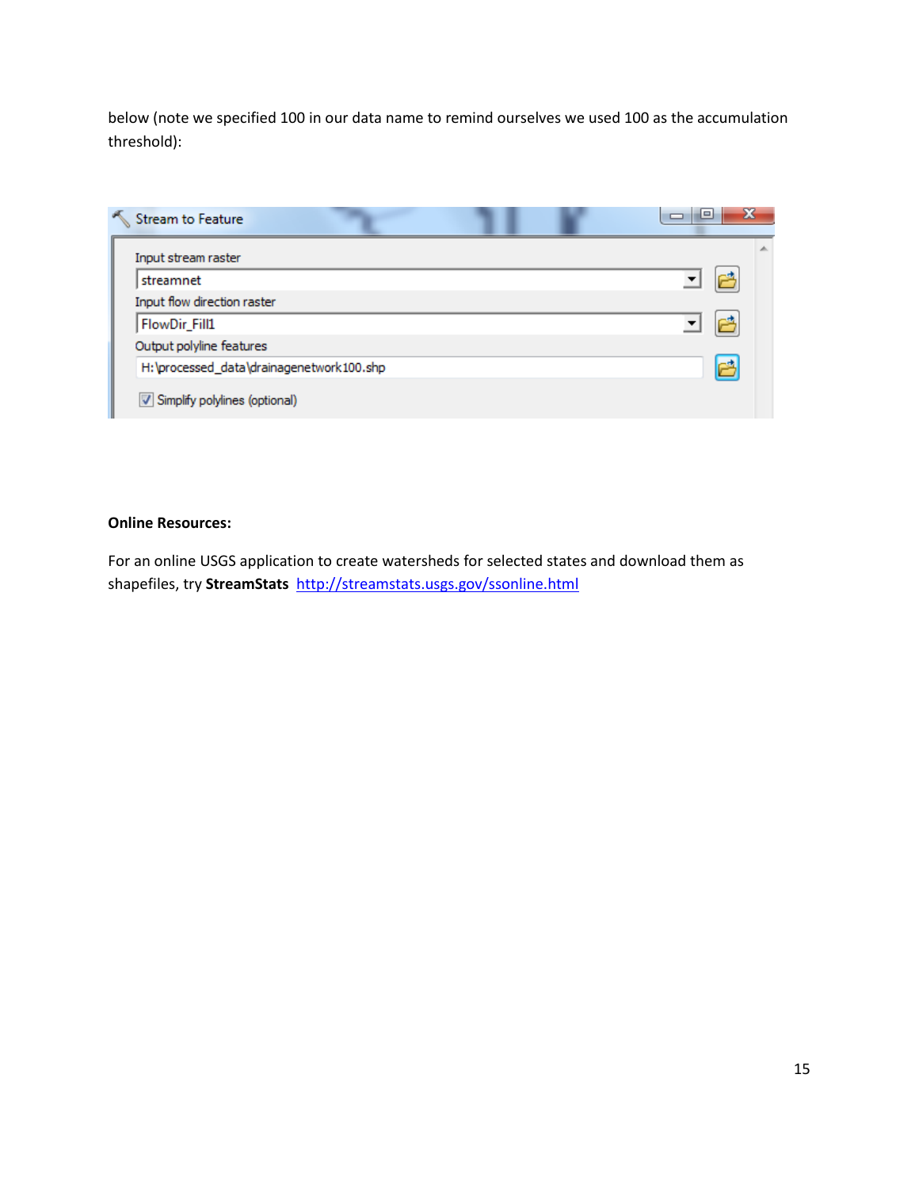below (note we specified 100 in our data name to remind ourselves we used 100 as the accumulation threshold):

**Online Resources:**

For an online USGS application to create watersheds for selected states and download them as shapefiles, try **StreamStats** http://streamstats.usgs.gov/ssonline.html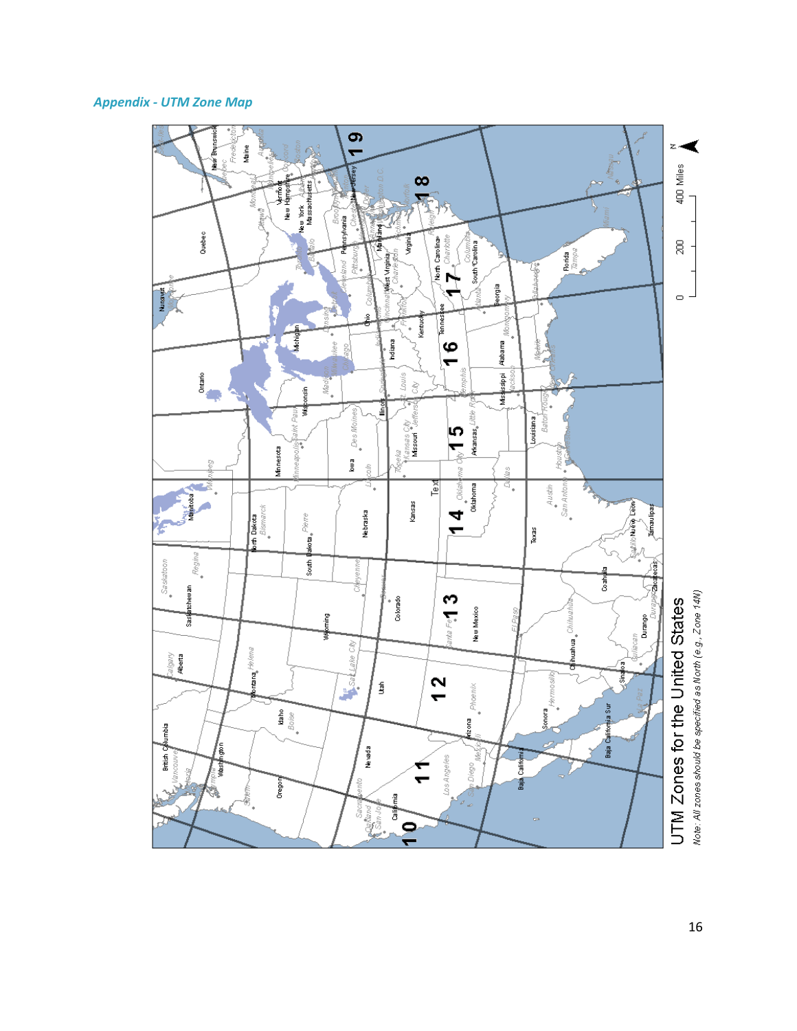## *Appendix - UTM Zone Map*

UTM Zones for the United States

*Note: All zones should be specified as North (e.g., Zone 14N)*

10
11
12
13
14
15
16
17
18
19

0 200 400 Miles

N